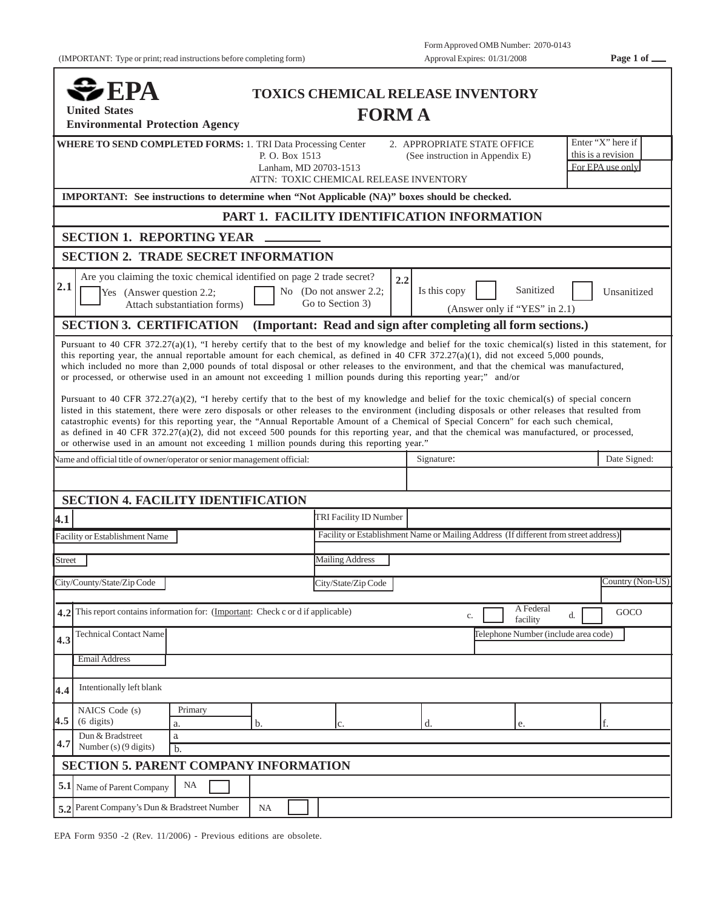Form Approved OMB Number: 2070-0143

(IMPORTANT: Type or print; read instructions before completing form) Approval Expires: 01/31/2008

**EPA**
**United States Environmental Protection Agency**

# TOXICS CHEMICAL RELEASE INVENTORY FORM A

**WHERE TO SEND COMPLETED FORMS:** 1. TRI Data Processing Center, P. O. Box 1513, Lanham, MD 20703-1513, ATTN: TOXIC CHEMICAL RELEASE INVENTORY
2. APPROPRIATE STATE OFFICE (See instruction in Appendix E)

Enter "X" here if this is a revision ☐
For EPA use only

**IMPORTANT: See instructions to determine when "Not Applicable (NA)" boxes should be checked.**

## PART 1. FACILITY IDENTIFICATION INFORMATION

### SECTION 1. REPORTING YEAR ________

### SECTION 2. TRADE SECRET INFORMATION

**2.1** Are you claiming the toxic chemical identified on page 2 trade secret?
☐ Yes (Answer question 2.2; Attach substantiation forms)
☐ No (Do not answer 2.2; Go to Section 3)

**2.2** Is this copy ☐ Sanitized ☐ Unsanitized
(Answer only if "YES" in 2.1)

### SECTION 3. CERTIFICATION (Important: Read and sign after completing all form sections.)

Pursuant to 40 CFR 372.27(a)(1), "I hereby certify that to the best of my knowledge and belief for the toxic chemical(s) listed in this statement, for this reporting year, the annual reportable amount for each chemical, as defined in 40 CFR 372.27(a)(1), did not exceed 5,000 pounds, which included no more than 2,000 pounds of total disposal or other releases to the environment, and that the chemical was manufactured, or processed, or otherwise used in an amount not exceeding 1 million pounds during this reporting year;" and/or

Pursuant to 40 CFR 372.27(a)(2), "I hereby certify that to the best of my knowledge and belief for the toxic chemical(s) of special concern listed in this statement, there were zero disposals or other releases to the environment (including disposals or other releases that resulted from catastrophic events) for this reporting year, the "Annual Reportable Amount of a Chemical of Special Concern" for each such chemical, as defined in 40 CFR 372.27(a)(2), did not exceed 500 pounds for this reporting year, and that the chemical was manufactured, or processed, or otherwise used in an amount not exceeding 1 million pounds during this reporting year."

| Name and official title of owner/operator or senior management official: | Signature: | Date Signed: |
|---|---|---|
| | | |

### SECTION 4. FACILITY IDENTIFICATION

| **4.1** | | TRI Facility ID Number | |
|---|---|---|---|
| | Facility or Establishment Name | | Facility or Establishment Name or Mailing Address (If different from street address) |
| | Street | | Mailing Address |
| | City/County/State/Zip Code | | City/State/Zip Code / Country (Non-US) |

**4.2** This report contains information for: (Important: Check c or d if applicable) c. ☐ A Federal facility d. ☐ GOCO

**4.3** Technical Contact Name ________ Telephone Number (include area code) ________
Email Address ________

**4.4** Intentionally left blank

| | | Primary | | | | | |
|---|---|---|---|---|---|---|---|
| **4.5** | NAICS Code (s) (6 digits) | a. | b. | c. | d. | e. | f. |
| **4.7** | Dun & Bradstreet Number (s) (9 digits) | a | | | | | |
| | | b. | | | | | |

### SECTION 5. PARENT COMPANY INFORMATION

| | | | |
|---|---|---|---|
| **5.1** | Name of Parent Company | NA ☐ | |
| **5.2** | Parent Company's Dun & Bradstreet Number | NA ☐ | |

EPA Form 9350 -2 (Rev. 11/2006) - Previous editions are obsolete.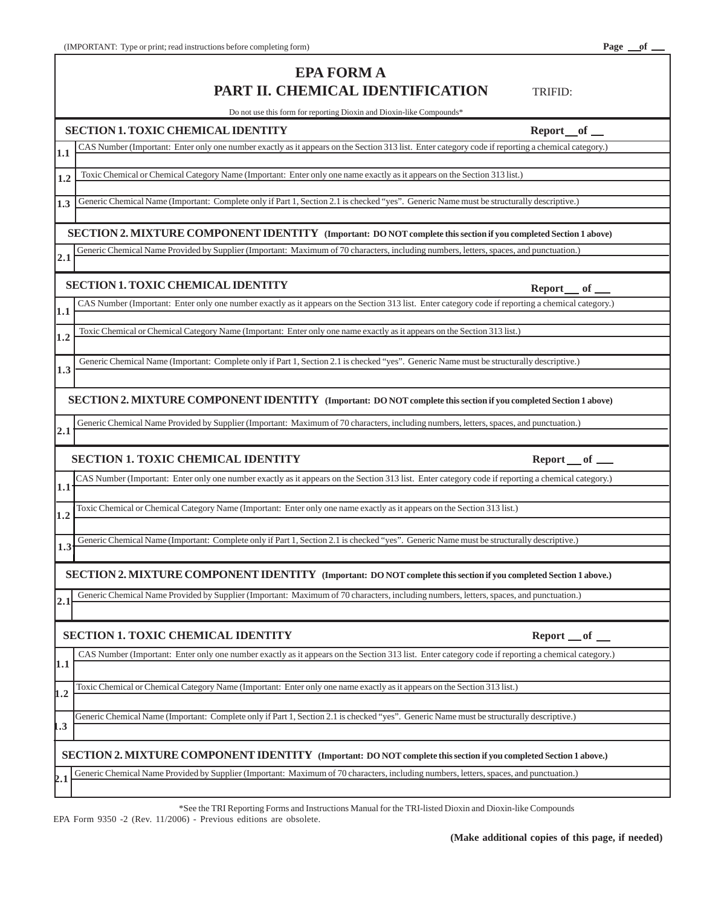(IMPORTANT: Type or print; read instructions before completing form)

Page ___ of ___

# EPA FORM A
## PART II. CHEMICAL IDENTIFICATION

TRIFID:

Do not use this form for reporting Dioxin and Dioxin-like Compounds*

### SECTION 1. TOXIC CHEMICAL IDENTITY

Report ___ of ___

**1.1** CAS Number (Important: Enter only one number exactly as it appears on the Section 313 list. Enter category code if reporting a chemical category.)

**1.2** Toxic Chemical or Chemical Category Name (Important: Enter only one name exactly as it appears on the Section 313 list.)

**1.3** Generic Chemical Name (Important: Complete only if Part 1, Section 2.1 is checked "yes". Generic Name must be structurally descriptive.)

### SECTION 2. MIXTURE COMPONENT IDENTITY (Important: DO NOT complete this section if you completed Section 1 above)

**2.1** Generic Chemical Name Provided by Supplier (Important: Maximum of 70 characters, including numbers, letters, spaces, and punctuation.)

### SECTION 1. TOXIC CHEMICAL IDENTITY

Report ___ of ___

**1.1** CAS Number (Important: Enter only one number exactly as it appears on the Section 313 list. Enter category code if reporting a chemical category.)

**1.2** Toxic Chemical or Chemical Category Name (Important: Enter only one name exactly as it appears on the Section 313 list.)

**1.3** Generic Chemical Name (Important: Complete only if Part 1, Section 2.1 is checked "yes". Generic Name must be structurally descriptive.)

### SECTION 2. MIXTURE COMPONENT IDENTITY (Important: DO NOT complete this section if you completed Section 1 above)

**2.1** Generic Chemical Name Provided by Supplier (Important: Maximum of 70 characters, including numbers, letters, spaces, and punctuation.)

### SECTION 1. TOXIC CHEMICAL IDENTITY

Report ___ of ___

**1.1** CAS Number (Important: Enter only one number exactly as it appears on the Section 313 list. Enter category code if reporting a chemical category.)

**1.2** Toxic Chemical or Chemical Category Name (Important: Enter only one name exactly as it appears on the Section 313 list.)

**1.3** Generic Chemical Name (Important: Complete only if Part 1, Section 2.1 is checked "yes". Generic Name must be structurally descriptive.)

### SECTION 2. MIXTURE COMPONENT IDENTITY (Important: DO NOT complete this section if you completed Section 1 above.)

**2.1** Generic Chemical Name Provided by Supplier (Important: Maximum of 70 characters, including numbers, letters, spaces, and punctuation.)

### SECTION 1. TOXIC CHEMICAL IDENTITY

Report ___ of ___

**1.1** CAS Number (Important: Enter only one number exactly as it appears on the Section 313 list. Enter category code if reporting a chemical category.)

**1.2** Toxic Chemical or Chemical Category Name (Important: Enter only one name exactly as it appears on the Section 313 list.)

**1.3** Generic Chemical Name (Important: Complete only if Part 1, Section 2.1 is checked "yes". Generic Name must be structurally descriptive.)

### SECTION 2. MIXTURE COMPONENT IDENTITY (Important: DO NOT complete this section if you completed Section 1 above.)

**2.1** Generic Chemical Name Provided by Supplier (Important: Maximum of 70 characters, including numbers, letters, spaces, and punctuation.)

*See the TRI Reporting Forms and Instructions Manual for the TRI-listed Dioxin and Dioxin-like Compounds

EPA Form 9350 -2 (Rev. 11/2006) - Previous editions are obsolete.

**(Make additional copies of this page, if needed)**